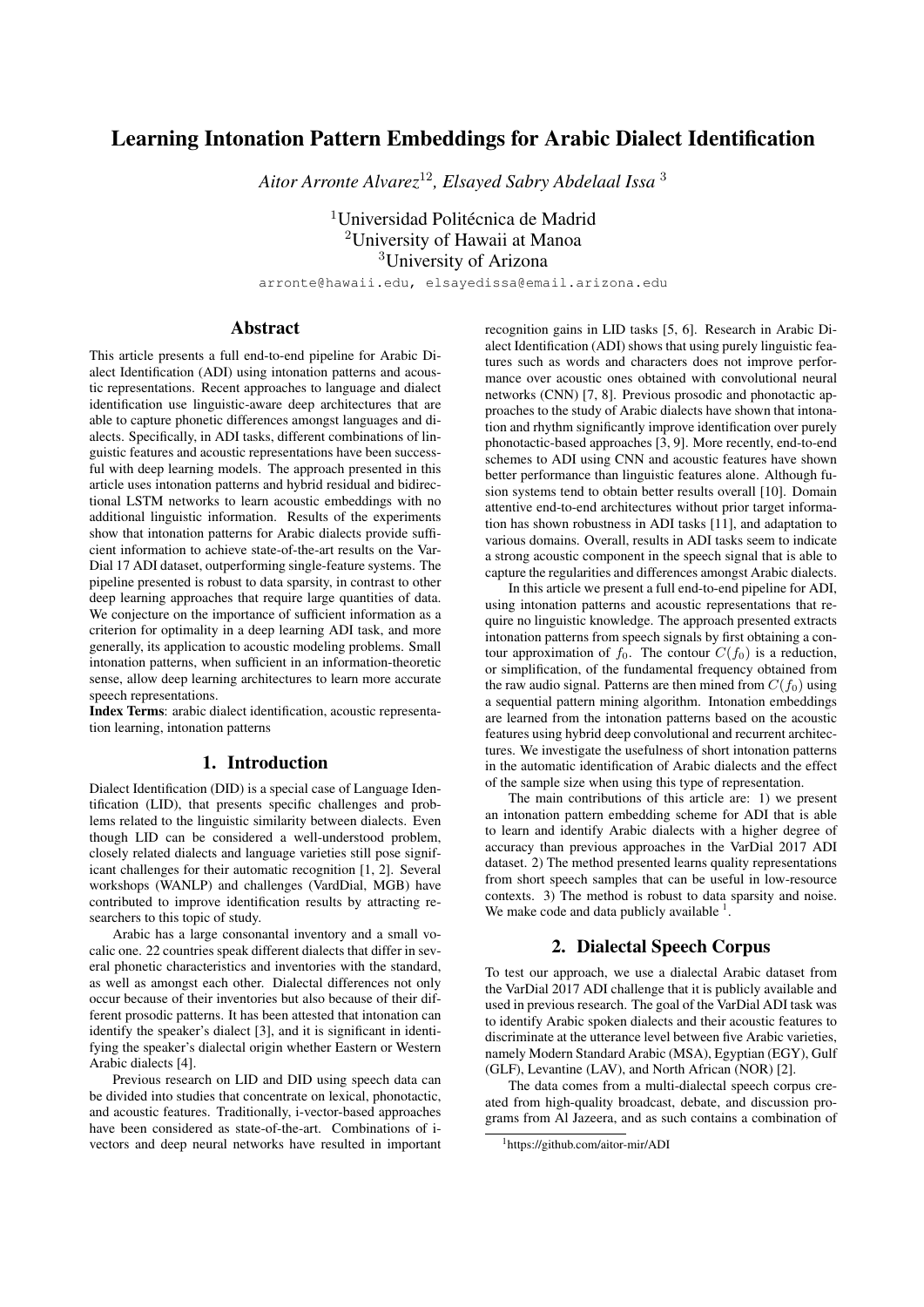# Learning Intonation Pattern Embeddings for Arabic Dialect Identification

*Aitor Arronte Alvarez*[1,2], *Elsayed Sabry Abdelaal Issa*[3]

[1]Universidad Politécnica de Madrid
[2]University of Hawaii at Manoa
[3]University of Arizona

arronte@hawaii.edu, elsayedissa@email.arizona.edu

## Abstract

This article presents a full end-to-end pipeline for Arabic Dialect Identification (ADI) using intonation patterns and acoustic representations. Recent approaches to language and dialect identification use linguistic-aware deep architectures that are able to capture phonetic differences amongst languages and dialects. Specifically, in ADI tasks, different combinations of linguistic features and acoustic representations have been successful with deep learning models. The approach presented in this article uses intonation patterns and hybrid residual and bidirectional LSTM networks to learn acoustic embeddings with no additional linguistic information. Results of the experiments show that intonation patterns for Arabic dialects provide sufficient information to achieve state-of-the-art results on the VarDial 17 ADI dataset, outperforming single-feature systems. The pipeline presented is robust to data sparsity, in contrast to other deep learning approaches that require large quantities of data. We conjecture on the importance of sufficient information as a criterion for optimality in a deep learning ADI task, and more generally, its application to acoustic modeling problems. Small intonation patterns, when sufficient in an information-theoretic sense, allow deep learning architectures to learn more accurate speech representations.

**Index Terms**: arabic dialect identification, acoustic representation learning, intonation patterns

## 1. Introduction

Dialect Identification (DID) is a special case of Language Identification (LID), that presents specific challenges and problems related to the linguistic similarity between dialects. Even though LID can be considered a well-understood problem, closely related dialects and language varieties still pose significant challenges for their automatic recognition [1, 2]. Several workshops (WANLP) and challenges (VardDial, MGB) have contributed to improve identification results by attracting researchers to this topic of study.

Arabic has a large consonantal inventory and a small vocalic one. 22 countries speak different dialects that differ in several phonetic characteristics and inventories with the standard, as well as amongst each other. Dialectal differences not only occur because of their inventories but also because of their different prosodic patterns. It has been attested that intonation can identify the speaker's dialect [3], and it is significant in identifying the speaker's dialectal origin whether Eastern or Western Arabic dialects [4].

Previous research on LID and DID using speech data can be divided into studies that concentrate on lexical, phonotactic, and acoustic features. Traditionally, i-vector-based approaches have been considered as state-of-the-art. Combinations of i-vectors and deep neural networks have resulted in important recognition gains in LID tasks [5, 6]. Research in Arabic Dialect Identification (ADI) shows that using purely linguistic features such as words and characters does not improve performance over acoustic ones obtained with convolutional neural networks (CNN) [7, 8]. Previous prosodic and phonotactic approaches to the study of Arabic dialects have shown that intonation and rhythm significantly improve identification over purely phonotactic-based approaches [3, 9]. More recently, end-to-end schemes to ADI using CNN and acoustic features have shown better performance than linguistic features alone. Although fusion systems tend to obtain better results overall [10]. Domain attentive end-to-end architectures without prior target information has shown robustness in ADI tasks [11], and adaptation to various domains. Overall, results in ADI tasks seem to indicate a strong acoustic component in the speech signal that is able to capture the regularities and differences amongst Arabic dialects.

In this article we present a full end-to-end pipeline for ADI, using intonation patterns and acoustic representations that require no linguistic knowledge. The approach presented extracts intonation patterns from speech signals by first obtaining a contour approximation of $f_0$. The contour $C(f_0)$ is a reduction, or simplification, of the fundamental frequency obtained from the raw audio signal. Patterns are then mined from $C(f_0)$ using a sequential pattern mining algorithm. Intonation embeddings are learned from the intonation patterns based on the acoustic features using hybrid deep convolutional and recurrent architectures. We investigate the usefulness of short intonation patterns in the automatic identification of Arabic dialects and the effect of the sample size when using this type of representation.

The main contributions of this article are: 1) we present an intonation pattern embedding scheme for ADI that is able to learn and identify Arabic dialects with a higher degree of accuracy than previous approaches in the VarDial 2017 ADI dataset. 2) The method presented learns quality representations from short speech samples that can be useful in low-resource contexts. 3) The method is robust to data sparsity and noise. We make code and data publicly available [1].

## 2. Dialectal Speech Corpus

To test our approach, we use a dialectal Arabic dataset from the VarDial 2017 ADI challenge that it is publicly available and used in previous research. The goal of the VarDial ADI task was to identify Arabic spoken dialects and their acoustic features to discriminate at the utterance level between five Arabic varieties, namely Modern Standard Arabic (MSA), Egyptian (EGY), Gulf (GLF), Levantine (LAV), and North African (NOR) [2].

The data comes from a multi-dialectal speech corpus created from high-quality broadcast, debate, and discussion programs from Al Jazeera, and as such contains a combination of

[1]https://github.com/aitor-mir/ADI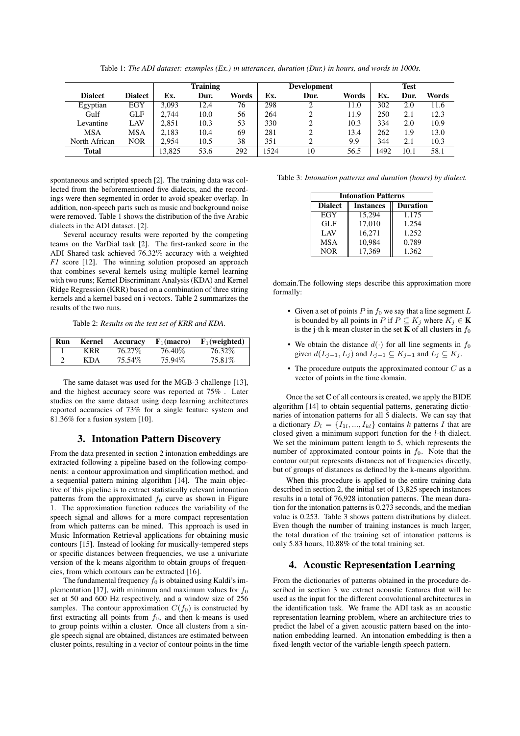Table 1: *The ADI dataset: examples (Ex.) in utterances, duration (Dur.) in hours, and words in 1000s.*

| | | Training | | | Development | | | Test | | |
|---|---|---|---|---|---|---|---|---|---|---|
| **Dialect** | **Dialect** | **Ex.** | **Dur.** | **Words** | **Ex.** | **Dur.** | **Words** | **Ex.** | **Dur.** | **Words** |
| Egyptian | EGY | 3,093 | 12.4 | 76 | 298 | 2 | 11.0 | 302 | 2.0 | 11.6 |
| Gulf | GLF | 2,744 | 10.0 | 56 | 264 | 2 | 11.9 | 250 | 2.1 | 12.3 |
| Levantine | LAV | 2,851 | 10.3 | 53 | 330 | 2 | 10.3 | 334 | 2.0 | 10.9 |
| MSA | MSA | 2,183 | 10.4 | 69 | 281 | 2 | 13.4 | 262 | 1.9 | 13.0 |
| North African | NOR | 2,954 | 10.5 | 38 | 351 | 2 | 9.9 | 344 | 2.1 | 10.3 |
| **Total** | | 13,825 | 53.6 | 292 | 1524 | 10 | 56.5 | 1492 | 10.1 | 58.1 |

spontaneous and scripted speech [2]. The training data was collected from the beforementioned five dialects, and the recordings were then segmented in order to avoid speaker overlap. In addition, non-speech parts such as music and background noise were removed. Table 1 shows the distribution of the five Arabic dialects in the ADI dataset. [2].

Several accuracy results were reported by the competing teams on the VarDial task [2]. The first-ranked score in the ADI Shared task achieved 76.32% accuracy with a weighted *F1* score [12]. The winning solution proposed an approach that combines several kernels using multiple kernel learning with two runs; Kernel Discriminant Analysis (KDA) and Kernel Ridge Regression (KRR) based on a combination of three string kernels and a kernel based on i-vectors. Table 2 summarizes the results of the two runs.

Table 2: *Results on the test set of KRR and KDA.*

| Run | Kernel | Accuracy | $F_1$(macro) | $F_1$(weighted) |
|---|---|---|---|---|
| 1 | KRR | 76.27% | 76.40% | 76.32% |
| 2 | KDA | 75.54% | 75.94% | 75.81% |

The same dataset was used for the MGB-3 challenge [13], and the highest accuracy score was reported at 75% . Later studies on the same dataset using deep learning architectures reported accuracies of 73% for a single feature system and 81.36% for a fusion system [10].

## 3. Intonation Pattern Discovery

From the data presented in section 2 intonation embeddings are extracted following a pipeline based on the following components: a contour approximation and simplification method, and a sequential pattern mining algorithm [14]. The main objective of this pipeline is to extract statistically relevant intonation patterns from the approximated $f_0$ curve as shown in Figure 1. The approximation function reduces the variability of the speech signal and allows for a more compact representation from which patterns can be mined. This approach is used in Music Information Retrieval applications for obtaining music contours [15]. Instead of looking for musically-tempered steps or specific distances between frequencies, we use a univariate version of the k-means algorithm to obtain groups of frequencies, from which contours can be extracted [16].

The fundamental frequency $f_0$ is obtained using Kaldi's implementation [17], with minimum and maximum values for $f_0$ set at 50 and 600 Hz respectively, and a window size of 256 samples. The contour approximation $C(f_0)$ is constructed by first extracting all points from $f_0$, and then k-means is used to group points within a cluster. Once all clusters from a single speech signal are obtained, distances are estimated between cluster points, resulting in a vector of contour points in the time domain.The following steps describe this approximation more formally:

- Given a set of points $P$ in $f_0$ we say that a line segment $L$ is bounded by all points in $P$ if $P \subseteq K_j$ where $K_j \in \mathbf{K}$ is the j-th k-mean cluster in the set $\mathbf{K}$ of all clusters in $f_0$
- We obtain the distance $d(\cdot)$ for all line segments in $f_0$ given $d(L_{j-1}, L_j)$ and $L_{j-1} \subseteq K_{j-1}$ and $L_j \subseteq K_j$.
- The procedure outputs the approximated contour $C$ as a vector of points in the time domain.

Table 3: *Intonation patterns and duration (hours) by dialect.*

| Intonation Patterns | | |
|---|---|---|
| **Dialect** | **Instances** | **Duration** |
| EGY | 15,294 | 1.175 |
| GLF | 17,010 | 1.254 |
| LAV | 16,271 | 1.252 |
| MSA | 10,984 | 0.789 |
| NOR | 17,369 | 1.362 |

Once the set $\mathbf{C}$ of all contours is created, we apply the BIDE algorithm [14] to obtain sequential patterns, generating dictionaries of intonation patterns for all 5 dialects. We can say that a dictionary $D_l = \{I_{1l}, ..., I_{kl}\}$ contains $k$ patterns $I$ that are closed given a minimum support function for the $l$-th dialect. We set the minimum pattern length to 5, which represents the number of approximated contour points in $f_0$. Note that the contour output represents distances not of frequencies directly, but of groups of distances as defined by the k-means algorithm.

When this procedure is applied to the entire training data described in section 2, the initial set of 13,825 speech instances results in a total of 76,928 intonation patterns. The mean duration for the intonation patterns is 0.273 seconds, and the median value is 0.253. Table 3 shows pattern distributions by dialect. Even though the number of training instances is much larger, the total duration of the training set of intonation patterns is only 5.83 hours, 10.88% of the total training set.

## 4. Acoustic Representation Learning

From the dictionaries of patterns obtained in the procedure described in section 3 we extract acoustic features that will be used as the input for the different convolutional architectures in the identification task. We frame the ADI task as an acoustic representation learning problem, where an architecture tries to predict the label of a given acoustic pattern based on the intonation embedding learned. An intonation embedding is then a fixed-length vector of the variable-length speech pattern.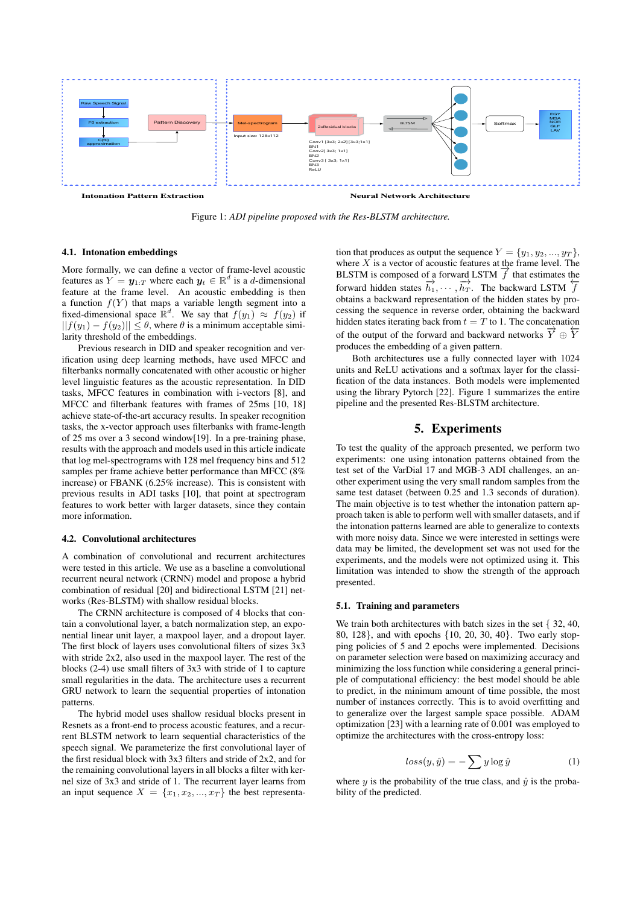Figure 1: *ADI pipeline proposed with the Res-BLSTM architecture.*

### 4.1. Intonation embeddings

More formally, we can define a vector of frame-level acoustic features as $Y = \boldsymbol{y}_{1:T}$ where each $\boldsymbol{y}_t \in \mathbb{R}^d$ is a $d$-dimensional feature at the frame level. An acoustic embedding is then a function $f(Y)$ that maps a variable length segment into a fixed-dimensional space $\mathbb{R}^d$. We say that $f(y_1) \approx f(y_2)$ if $||f(y_1) - f(y_2)|| \leq \theta$, where $\theta$ is a minimum acceptable similarity threshold of the embeddings.

Previous research in DID and speaker recognition and verification using deep learning methods, have used MFCC and filterbanks normally concatenated with other acoustic or higher level linguistic features as the acoustic representation. In DID tasks, MFCC features in combination with i-vectors [8], and MFCC and filterbank features with frames of 25ms [10, 18] achieve state-of-the-art accuracy results. In speaker recognition tasks, the x-vector approach uses filterbanks with frame-length of 25 ms over a 3 second window[19]. In a pre-training phase, results with the approach and models used in this article indicate that log mel-spectrograms with 128 mel frequency bins and 512 samples per frame achieve better performance than MFCC (8% increase) or FBANK (6.25% increase). This is consistent with previous results in ADI tasks [10], that point at spectrogram features to work better with larger datasets, since they contain more information.

### 4.2. Convolutional architectures

A combination of convolutional and recurrent architectures were tested in this article. We use as a baseline a convolutional recurrent neural network (CRNN) model and propose a hybrid combination of residual [20] and bidirectional LSTM [21] networks (Res-BLSTM) with shallow residual blocks.

The CRNN architecture is composed of 4 blocks that contain a convolutional layer, a batch normalization step, an exponential linear unit layer, a maxpool layer, and a dropout layer. The first block of layers uses convolutional filters of sizes 3x3 with stride 2x2, also used in the maxpool layer. The rest of the blocks (2-4) use small filters of 3x3 with stride of 1 to capture small regularities in the data. The architecture uses a recurrent GRU network to learn the sequential properties of intonation patterns.

The hybrid model uses shallow residual blocks present in Resnets as a front-end to process acoustic features, and a recurrent BLSTM network to learn sequential characteristics of the speech signal. We parameterize the first convolutional layer of the first residual block with 3x3 filters and stride of 2x2, and for the remaining convolutional layers in all blocks a filter with kernel size of 3x3 and stride of 1. The recurrent layer learns from an input sequence $X = \{x_1, x_2, ..., x_T\}$ the best representation that produces as output the sequence $Y = \{y_1, y_2, ..., y_T\}$, where $X$ is a vector of acoustic features at the frame level. The BLSTM is composed of a forward LSTM $\overrightarrow{f}$ that estimates the forward hidden states $\overrightarrow{h}_1, \cdots, \overrightarrow{h}_T$. The backward LSTM $\overleftarrow{f}$ obtains a backward representation of the hidden states by processing the sequence in reverse order, obtaining the backward hidden states iterating back from $t = T$ to 1. The concatenation of the output of the forward and backward networks $\overrightarrow{Y} \oplus \overleftarrow{Y}$ produces the embedding of a given pattern.

Both architectures use a fully connected layer with 1024 units and ReLU activations and a softmax layer for the classification of the data instances. Both models were implemented using the library Pytorch [22]. Figure 1 summarizes the entire pipeline and the presented Res-BLSTM architecture.

## 5. Experiments

To test the quality of the approach presented, we perform two experiments: one using intonation patterns obtained from the test set of the VarDial 17 and MGB-3 ADI challenges, an another experiment using the very small random samples from the same test dataset (between 0.25 and 1.3 seconds of duration). The main objective is to test whether the intonation pattern approach taken is able to perform well with smaller datasets, and if the intonation patterns learned are able to generalize to contexts with more noisy data. Since we were interested in settings were data may be limited, the development set was not used for the experiments, and the models were not optimized using it. This limitation was intended to show the strength of the approach presented.

### 5.1. Training and parameters

We train both architectures with batch sizes in the set { 32, 40, 80, 128}, and with epochs {10, 20, 30, 40}. Two early stopping policies of 5 and 2 epochs were implemented. Decisions on parameter selection were based on maximizing accuracy and minimizing the loss function while considering a general principle of computational efficiency: the best model should be able to predict, in the minimum amount of time possible, the most number of instances correctly. This is to avoid overfitting and to generalize over the largest sample space possible. ADAM optimization [23] with a learning rate of 0.001 was employed to optimize the architectures with the cross-entropy loss:

$$loss(y, \hat{y}) = -\sum y \log \hat{y} \tag{1}$$

where $y$ is the probability of the true class, and $\hat{y}$ is the probability of the predicted.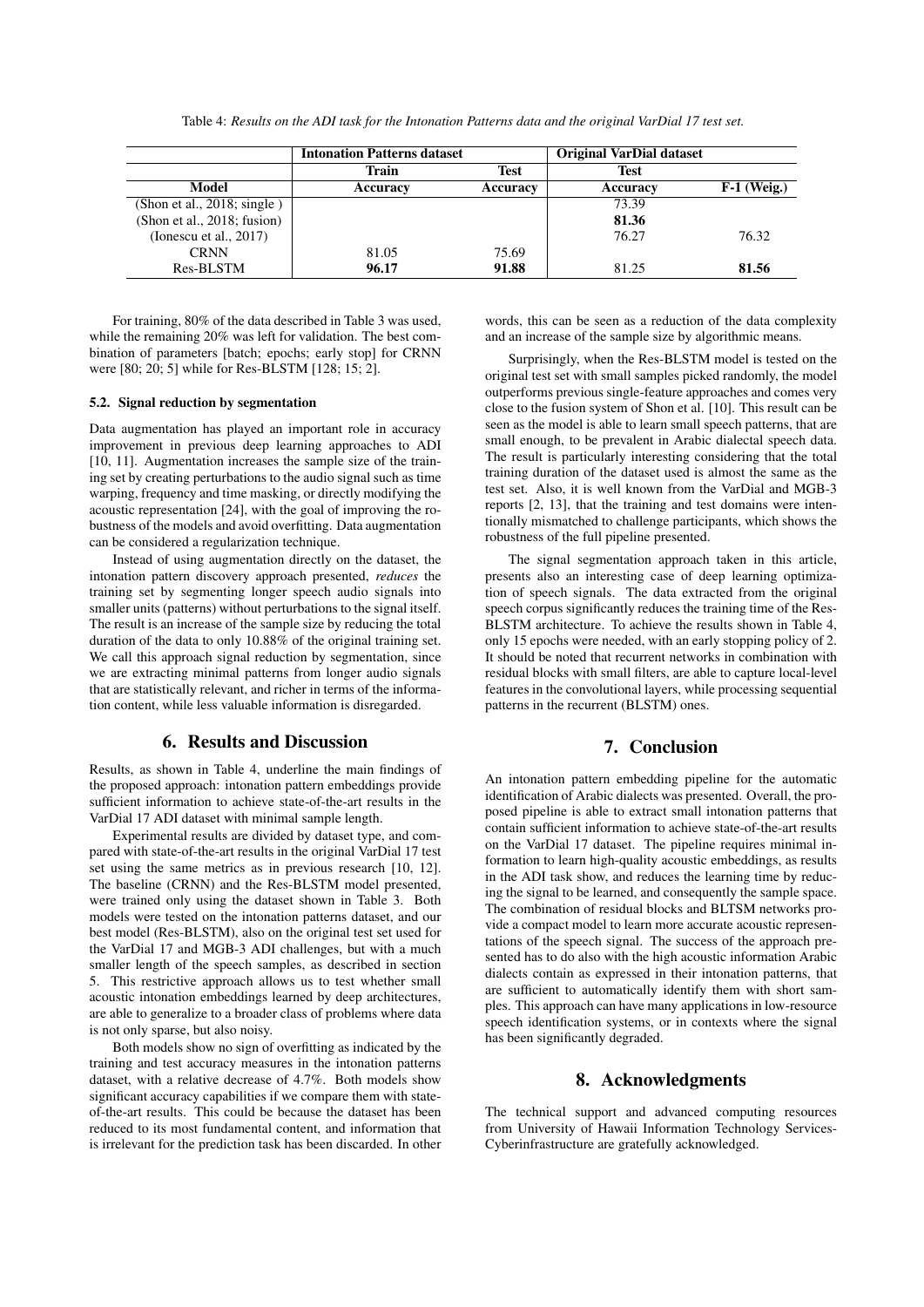Table 4: *Results on the ADI task for the Intonation Patterns data and the original VarDial 17 test set.*

| | Intonation Patterns dataset | | Original VarDial dataset | |
|---|---|---|---|---|
| | Train | Test | Test | |
| **Model** | **Accuracy** | **Accuracy** | **Accuracy** | **F-1 (Weig.)** |
| (Shon et al., 2018; single ) | | | 73.39 | |
| (Shon et al., 2018; fusion) | | | **81.36** | |
| (Ionescu et al., 2017) | | | 76.27 | 76.32 |
| CRNN | 81.05 | 75.69 | | |
| Res-BLSTM | **96.17** | **91.88** | 81.25 | **81.56** |

For training, 80% of the data described in Table 3 was used, while the remaining 20% was left for validation. The best combination of parameters [batch; epochs; early stop] for CRNN were [80; 20; 5] while for Res-BLSTM [128; 15; 2].

### 5.2. Signal reduction by segmentation

Data augmentation has played an important role in accuracy improvement in previous deep learning approaches to ADI [10, 11]. Augmentation increases the sample size of the training set by creating perturbations to the audio signal such as time warping, frequency and time masking, or directly modifying the acoustic representation [24], with the goal of improving the robustness of the models and avoid overfitting. Data augmentation can be considered a regularization technique.

Instead of using augmentation directly on the dataset, the intonation pattern discovery approach presented, *reduces* the training set by segmenting longer speech audio signals into smaller units (patterns) without perturbations to the signal itself. The result is an increase of the sample size by reducing the total duration of the data to only 10.88% of the original training set. We call this approach signal reduction by segmentation, since we are extracting minimal patterns from longer audio signals that are statistically relevant, and richer in terms of the information content, while less valuable information is disregarded.

## 6. Results and Discussion

Results, as shown in Table 4, underline the main findings of the proposed approach: intonation pattern embeddings provide sufficient information to achieve state-of-the-art results in the VarDial 17 ADI dataset with minimal sample length.

Experimental results are divided by dataset type, and compared with state-of-the-art results in the original VarDial 17 test set using the same metrics as in previous research [10, 12]. The baseline (CRNN) and the Res-BLSTM model presented, were trained only using the dataset shown in Table 3. Both models were tested on the intonation patterns dataset, and our best model (Res-BLSTM), also on the original test set used for the VarDial 17 and MGB-3 ADI challenges, but with a much smaller length of the speech samples, as described in section 5. This restrictive approach allows us to test whether small acoustic intonation embeddings learned by deep architectures, are able to generalize to a broader class of problems where data is not only sparse, but also noisy.

Both models show no sign of overfitting as indicated by the training and test accuracy measures in the intonation patterns dataset, with a relative decrease of 4.7%. Both models show significant accuracy capabilities if we compare them with state-of-the-art results. This could be because the dataset has been reduced to its most fundamental content, and information that is irrelevant for the prediction task has been discarded. In other words, this can be seen as a reduction of the data complexity and an increase of the sample size by algorithmic means.

Surprisingly, when the Res-BLSTM model is tested on the original test set with small samples picked randomly, the model outperforms previous single-feature approaches and comes very close to the fusion system of Shon et al. [10]. This result can be seen as the model is able to learn small speech patterns, that are small enough, to be prevalent in Arabic dialectal speech data. The result is particularly interesting considering that the total training duration of the dataset used is almost the same as the test set. Also, it is well known from the VarDial and MGB-3 reports [2, 13], that the training and test domains were intentionally mismatched to challenge participants, which shows the robustness of the full pipeline presented.

The signal segmentation approach taken in this article, presents also an interesting case of deep learning optimization of speech signals. The data extracted from the original speech corpus significantly reduces the training time of the Res-BLSTM architecture. To achieve the results shown in Table 4, only 15 epochs were needed, with an early stopping policy of 2. It should be noted that recurrent networks in combination with residual blocks with small filters, are able to capture local-level features in the convolutional layers, while processing sequential patterns in the recurrent (BLSTM) ones.

## 7. Conclusion

An intonation pattern embedding pipeline for the automatic identification of Arabic dialects was presented. Overall, the proposed pipeline is able to extract small intonation patterns that contain sufficient information to achieve state-of-the-art results on the VarDial 17 dataset. The pipeline requires minimal information to learn high-quality acoustic embeddings, as results in the ADI task show, and reduces the learning time by reducing the signal to be learned, and consequently the sample space. The combination of residual blocks and BLTSM networks provide a compact model to learn more accurate acoustic representations of the speech signal. The success of the approach presented has to do also with the high acoustic information Arabic dialects contain as expressed in their intonation patterns, that are sufficient to automatically identify them with short samples. This approach can have many applications in low-resource speech identification systems, or in contexts where the signal has been significantly degraded.

## 8. Acknowledgments

The technical support and advanced computing resources from University of Hawaii Information Technology Services-Cyberinfrastructure are gratefully acknowledged.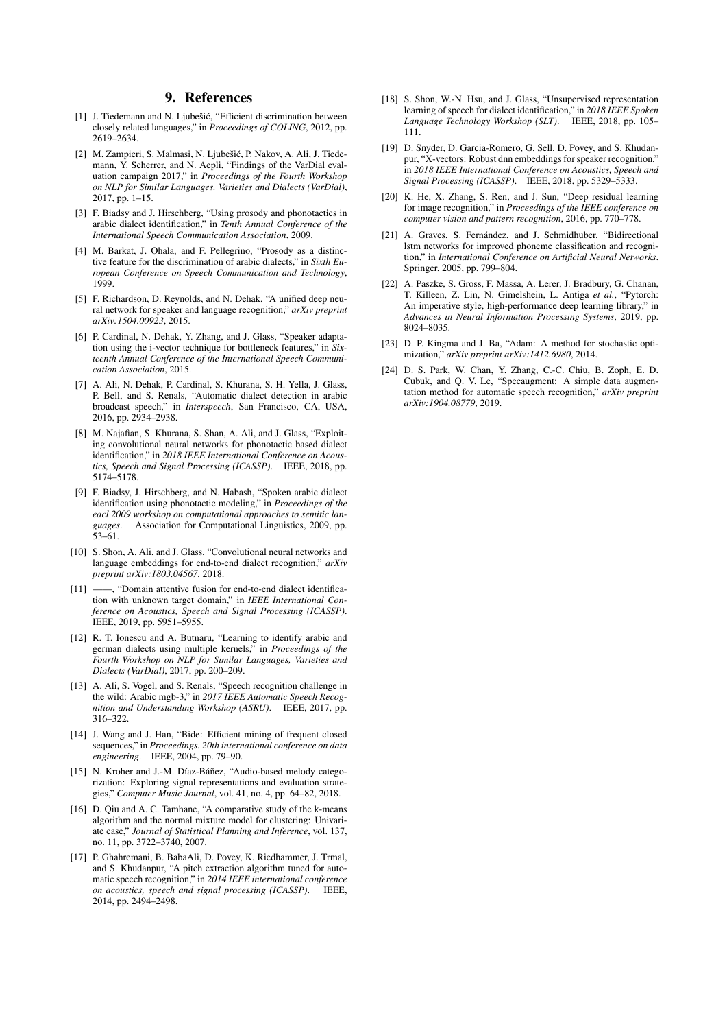## 9. References

[1] J. Tiedemann and N. Ljubešić, "Efficient discrimination between closely related languages," in *Proceedings of COLING*, 2012, pp. 2619–2634.

[2] M. Zampieri, S. Malmasi, N. Ljubešić, P. Nakov, A. Ali, J. Tiedemann, Y. Scherrer, and N. Aepli, "Findings of the VarDial evaluation campaign 2017," in *Proceedings of the Fourth Workshop on NLP for Similar Languages, Varieties and Dialects (VarDial)*, 2017, pp. 1–15.

[3] F. Biadsy and J. Hirschberg, "Using prosody and phonotactics in arabic dialect identification," in *Tenth Annual Conference of the International Speech Communication Association*, 2009.

[4] M. Barkat, J. Ohala, and F. Pellegrino, "Prosody as a distinctive feature for the discrimination of arabic dialects," in *Sixth European Conference on Speech Communication and Technology*, 1999.

[5] F. Richardson, D. Reynolds, and N. Dehak, "A unified deep neural network for speaker and language recognition," *arXiv preprint arXiv:1504.00923*, 2015.

[6] P. Cardinal, N. Dehak, Y. Zhang, and J. Glass, "Speaker adaptation using the i-vector technique for bottleneck features," in *Sixteenth Annual Conference of the International Speech Communication Association*, 2015.

[7] A. Ali, N. Dehak, P. Cardinal, S. Khurana, S. H. Yella, J. Glass, P. Bell, and S. Renals, "Automatic dialect detection in arabic broadcast speech," in *Interspeech*, San Francisco, CA, USA, 2016, pp. 2934–2938.

[8] M. Najafian, S. Khurana, S. Shan, A. Ali, and J. Glass, "Exploiting convolutional neural networks for phonotactic based dialect identification," in *2018 IEEE International Conference on Acoustics, Speech and Signal Processing (ICASSP)*. IEEE, 2018, pp. 5174–5178.

[9] F. Biadsy, J. Hirschberg, and N. Habash, "Spoken arabic dialect identification using phonotactic modeling," in *Proceedings of the eacl 2009 workshop on computational approaches to semitic languages*. Association for Computational Linguistics, 2009, pp. 53–61.

[10] S. Shon, A. Ali, and J. Glass, "Convolutional neural networks and language embeddings for end-to-end dialect recognition," *arXiv preprint arXiv:1803.04567*, 2018.

[11] ——, "Domain attentive fusion for end-to-end dialect identification with unknown target domain," in *IEEE International Conference on Acoustics, Speech and Signal Processing (ICASSP)*. IEEE, 2019, pp. 5951–5955.

[12] R. T. Ionescu and A. Butnaru, "Learning to identify arabic and german dialects using multiple kernels," in *Proceedings of the Fourth Workshop on NLP for Similar Languages, Varieties and Dialects (VarDial)*, 2017, pp. 200–209.

[13] A. Ali, S. Vogel, and S. Renals, "Speech recognition challenge in the wild: Arabic mgb-3," in *2017 IEEE Automatic Speech Recognition and Understanding Workshop (ASRU)*. IEEE, 2017, pp. 316–322.

[14] J. Wang and J. Han, "Bide: Efficient mining of frequent closed sequences," in *Proceedings. 20th international conference on data engineering*. IEEE, 2004, pp. 79–90.

[15] N. Kroher and J.-M. Díaz-Báñez, "Audio-based melody categorization: Exploring signal representations and evaluation strategies," *Computer Music Journal*, vol. 41, no. 4, pp. 64–82, 2018.

[16] D. Qiu and A. C. Tamhane, "A comparative study of the k-means algorithm and the normal mixture model for clustering: Univariate case," *Journal of Statistical Planning and Inference*, vol. 137, no. 11, pp. 3722–3740, 2007.

[17] P. Ghahremani, B. BabaAli, D. Povey, K. Riedhammer, J. Trmal, and S. Khudanpur, "A pitch extraction algorithm tuned for automatic speech recognition," in *2014 IEEE international conference on acoustics, speech and signal processing (ICASSP)*. IEEE, 2014, pp. 2494–2498.

[18] S. Shon, W.-N. Hsu, and J. Glass, "Unsupervised representation learning of speech for dialect identification," in *2018 IEEE Spoken Language Technology Workshop (SLT)*. IEEE, 2018, pp. 105–111.

[19] D. Snyder, D. Garcia-Romero, G. Sell, D. Povey, and S. Khudanpur, "X-vectors: Robust dnn embeddings for speaker recognition," in *2018 IEEE International Conference on Acoustics, Speech and Signal Processing (ICASSP)*. IEEE, 2018, pp. 5329–5333.

[20] K. He, X. Zhang, S. Ren, and J. Sun, "Deep residual learning for image recognition," in *Proceedings of the IEEE conference on computer vision and pattern recognition*, 2016, pp. 770–778.

[21] A. Graves, S. Fernández, and J. Schmidhuber, "Bidirectional lstm networks for improved phoneme classification and recognition," in *International Conference on Artificial Neural Networks*. Springer, 2005, pp. 799–804.

[22] A. Paszke, S. Gross, F. Massa, A. Lerer, J. Bradbury, G. Chanan, T. Killeen, Z. Lin, N. Gimelshein, L. Antiga *et al.*, "Pytorch: An imperative style, high-performance deep learning library," in *Advances in Neural Information Processing Systems*, 2019, pp. 8024–8035.

[23] D. P. Kingma and J. Ba, "Adam: A method for stochastic optimization," *arXiv preprint arXiv:1412.6980*, 2014.

[24] D. S. Park, W. Chan, Y. Zhang, C.-C. Chiu, B. Zoph, E. D. Cubuk, and Q. V. Le, "Specaugment: A simple data augmentation method for automatic speech recognition," *arXiv preprint arXiv:1904.08779*, 2019.